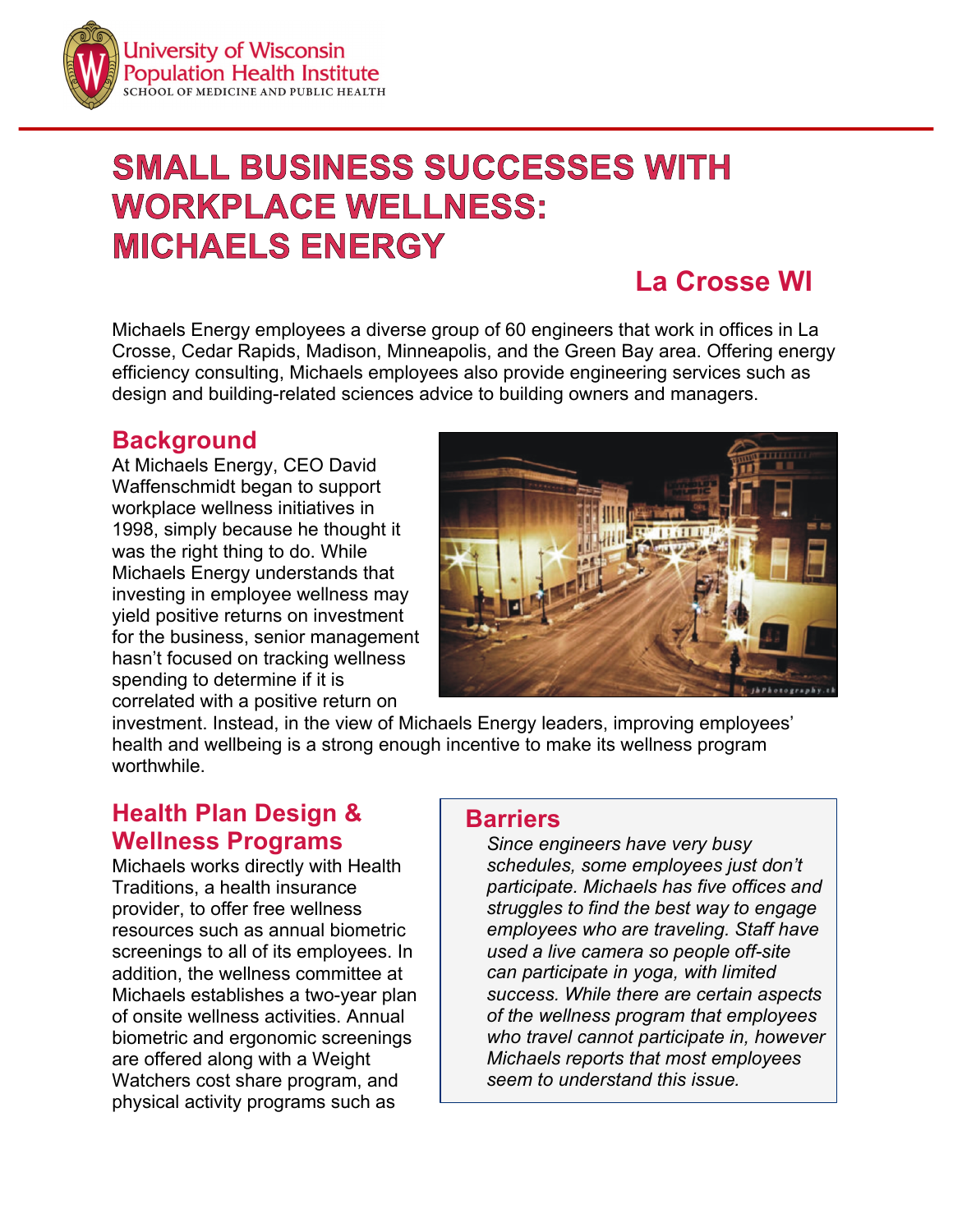# SMALL BUSINESS SUCCESSES WITH WORKPLACE WELLNESS: MICHAELS ENERGY

## La Crosse WI

Michaels Energy employees a diverse group of 60 engineers that work in offices in La Crosse, Cedar Rapids, Madison, Minneapolis, and the Green Bay area. Offering energy efficiency consulting, Michaels employees also provide engineering services such as design and building-related sciences advice to building owners and managers.

## Background

At Michaels Energy, CEO David Waffenschmidt began to support workplace wellness initiatives in 1998, simply because he thought it was the right thing to do. While Michaels Energy understands that investing in employee wellness may yield positive returns on investment for the business, senior management hasn't focused on tracking wellness spending to determine if it is correlated with a positive return on investment. Instead, in the view of Michaels Energy leaders, improving employees' health and wellbeing is a strong enough incentive to make its wellness program worthwhile.

## Health Plan Design & Wellness Programs

Michaels works directly with Health Traditions, a health insurance provider, to offer free wellness resources such as annual biometric screenings to all of its employees. In addition, the wellness committee at Michaels establishes a two-year plan of onsite wellness activities. Annual biometric and ergonomic screenings are offered along with a Weight Watchers cost share program, and physical activity programs such as

## Barriers

*Since engineers have very busy schedules, some employees just don't participate. Michaels has five offices and struggles to find the best way to engage employees who are traveling. Staff have used a live camera so people off-site can participate in yoga, with limited success. While there are certain aspects of the wellness program that employees who travel cannot participate in, however Michaels reports that most employees seem to understand this issue.*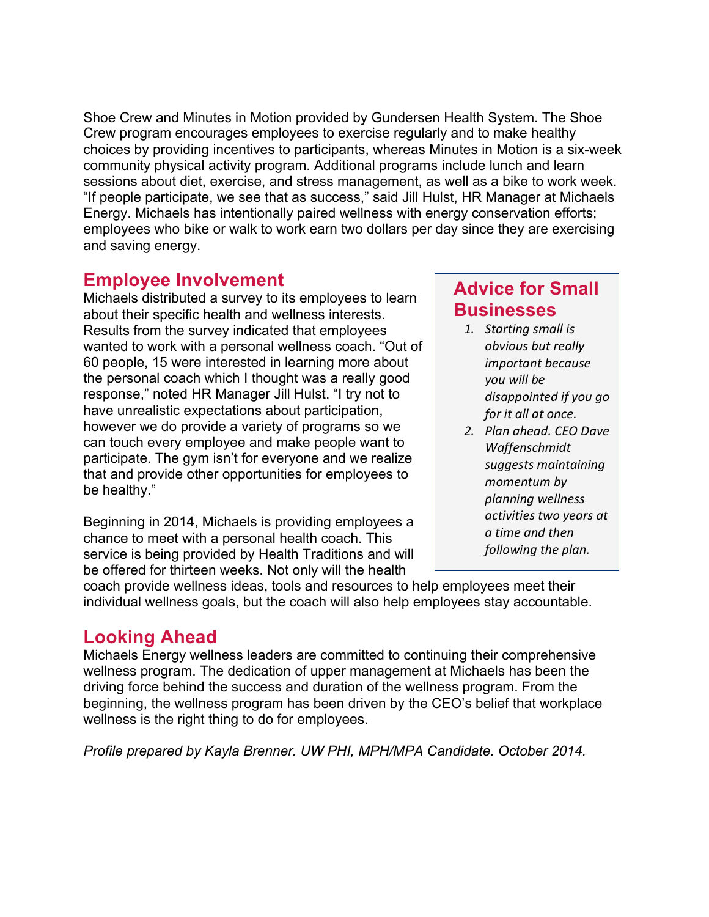Shoe Crew and Minutes in Motion provided by Gundersen Health System. The Shoe Crew program encourages employees to exercise regularly and to make healthy choices by providing incentives to participants, whereas Minutes in Motion is a six-week community physical activity program. Additional programs include lunch and learn sessions about diet, exercise, and stress management, as well as a bike to work week. "If people participate, we see that as success," said Jill Hulst, HR Manager at Michaels Energy. Michaels has intentionally paired wellness with energy conservation efforts; employees who bike or walk to work earn two dollars per day since they are exercising and saving energy.

## Employee Involvement

Michaels distributed a survey to its employees to learn about their specific health and wellness interests. Results from the survey indicated that employees wanted to work with a personal wellness coach. "Out of 60 people, 15 were interested in learning more about the personal coach which I thought was a really good response," noted HR Manager Jill Hulst. "I try not to have unrealistic expectations about participation, however we do provide a variety of programs so we can touch every employee and make people want to participate. The gym isn't for everyone and we realize that and provide other opportunities for employees to be healthy."

Beginning in 2014, Michaels is providing employees a chance to meet with a personal health coach. This service is being provided by Health Traditions and will be offered for thirteen weeks. Not only will the health coach provide wellness ideas, tools and resources to help employees meet their individual wellness goals, but the coach will also help employees stay accountable.

## Advice for Small Businesses

1. *Starting small is obvious but really important because you will be disappointed if you go for it all at once.*
2. *Plan ahead. CEO Dave Waffenschmidt suggests maintaining momentum by planning wellness activities two years at a time and then following the plan.*

## Looking Ahead

Michaels Energy wellness leaders are committed to continuing their comprehensive wellness program. The dedication of upper management at Michaels has been the driving force behind the success and duration of the wellness program. From the beginning, the wellness program has been driven by the CEO's belief that workplace wellness is the right thing to do for employees.

*Profile prepared by Kayla Brenner. UW PHI, MPH/MPA Candidate. October 2014.*